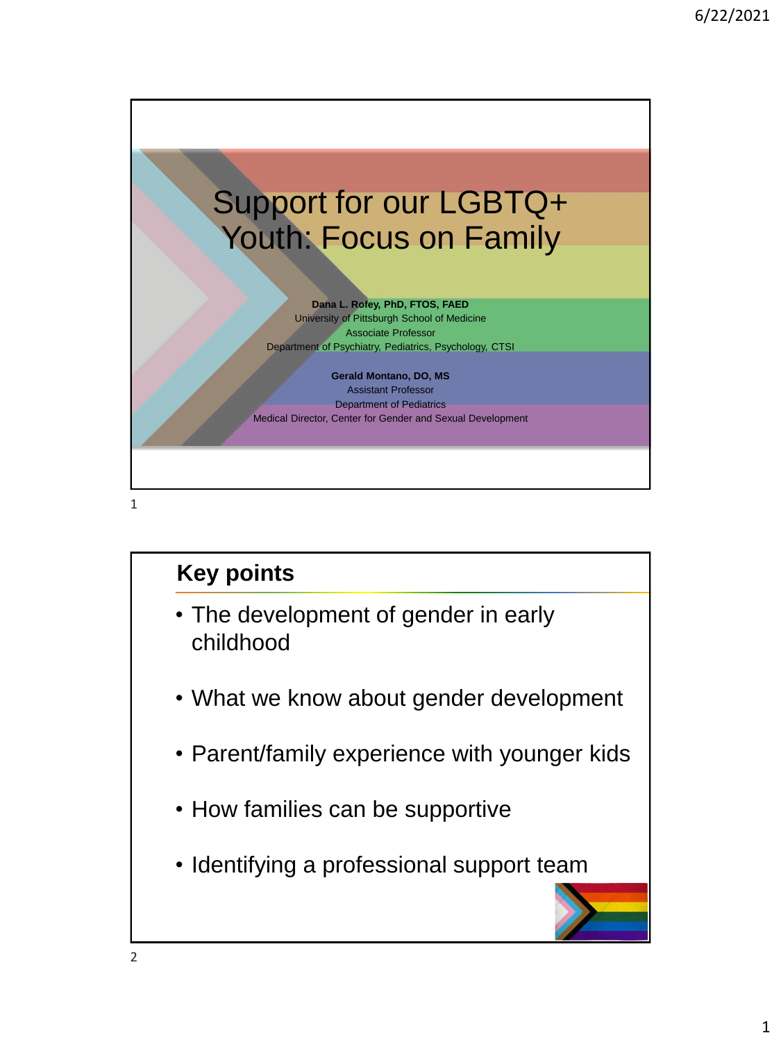# Support for our LGBTQ+ Youth: Focus on Family

**Dana L. Rofey, PhD, FTOS, FAED**
University of Pittsburgh School of Medicine
Associate Professor
Department of Psychiatry, Pediatrics, Psychology, CTSI

**Gerald Montano, DO, MS**
Assistant Professor
Department of Pediatrics
Medical Director, Center for Gender and Sexual Development

## Key points

- The development of gender in early childhood
- What we know about gender development
- Parent/family experience with younger kids
- How families can be supportive
- Identifying a professional support team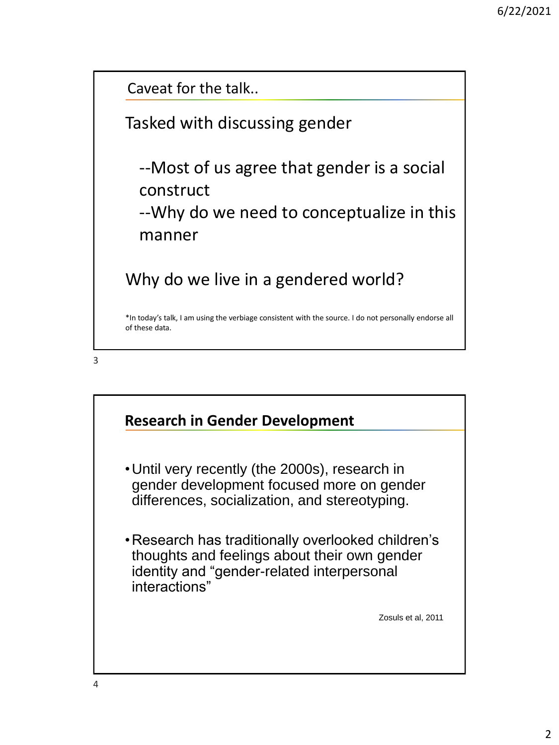## Caveat for the talk..

Tasked with discussing gender

--Most of us agree that gender is a social construct

--Why do we need to conceptualize in this manner

Why do we live in a gendered world?

*In today's talk, I am using the verbiage consistent with the source. I do not personally endorse all of these data.

## Research in Gender Development

- Until very recently (the 2000s), research in gender development focused more on gender differences, socialization, and stereotyping.
- Research has traditionally overlooked children's thoughts and feelings about their own gender identity and "gender-related interpersonal interactions"

Zosuls et al, 2011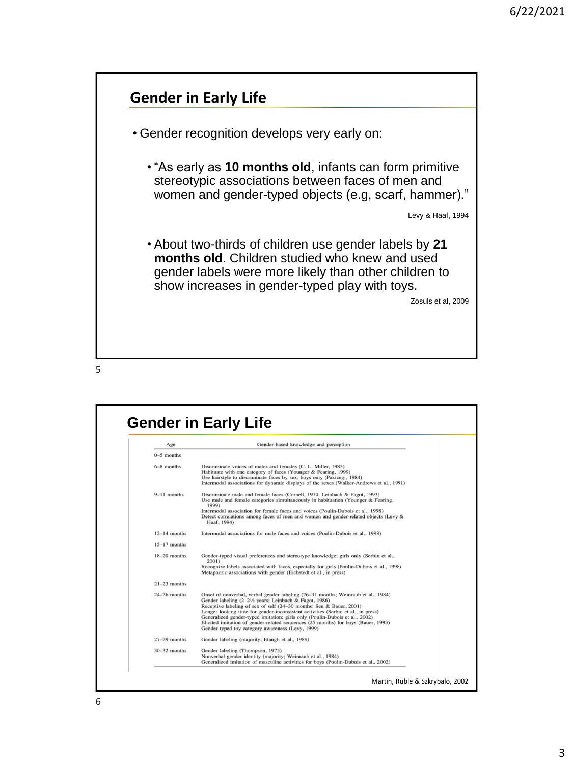## Gender in Early Life

- Gender recognition develops very early on:
  - "As early as **10 months old**, infants can form primitive stereotypic associations between faces of men and women and gender-typed objects (e.g, scarf, hammer)."

    Levy & Haaf, 1994

  - About two-thirds of children use gender labels by **21 months old**. Children studied who knew and used gender labels were more likely than other children to show increases in gender-typed play with toys.

    Zosuls et al, 2009

## Gender in Early Life

| Age | Gender-based knowledge and perception |
|---|---|
| 0–5 months | |
| 6–8 months | Discriminate voices of males and females (C. L. Miller, 1983)<br>Habituate with one category of faces (Younger & Fearing, 1999)<br>Use hairstyle to discriminate faces by sex; boys only (Pakizegi, 1984)<br>Intermodal associations for dynamic displays of the sexes (Walker-Andrews et al., 1991) |
| 9–11 months | Discriminate male and female faces (Cornell, 1974; Leinbach & Fagot, 1993)<br>Use male and female categories simultaneously in habituation (Younger & Fearing, 1999)<br>Intermodal association for female faces and voices (Poulin-Dubois et al., 1998)<br>Detect correlations among faces of men and women and gender-related objects (Levy & Haaf, 1994) |
| 12–14 months | Intermodal associations for male faces and voices (Poulin-Dubois et al., 1998) |
| 15–17 months | |
| 18–20 months | Gender-typed visual preferences and stereotype knowledge; girls only (Serbin et al., 2001)<br>Recognize labels associated with faces, especially for girls (Poulin-Dubois et al., 1998)<br>Metaphoric associations with gender (Eichstedt et al., in press) |
| 21–23 months | |
| 24–26 months | Onset of nonverbal, verbal gender labeling (26–31 months; Weinraub et al., 1984)<br>Gender labeling (2–2½ years; Leinbach & Fagot, 1986)<br>Receptive labeling of sex of self (24–30 months; Sen & Bauer, 2001)<br>Longer looking time for gender-inconsistent activities (Serbin et al., in press)<br>Generalized gender-typed imitation; girls only (Poulin-Dubois et al., 2002)<br>Elicited imitation of gender-related sequences (25 months) for boys (Bauer, 1993)<br>Gender-typed toy category awareness (Levy, 1999) |
| 27–29 months | Gender labeling (majority; Etaugh et al., 1989) |
| 30–32 months | Gender labeling (Thompson, 1975)<br>Nonverbal gender identity (majority; Weinraub et al., 1984)<br>Generalized imitation of masculine activities for boys (Poulin-Dubois et al., 2002) |

Martin, Ruble & Szkrybalo, 2002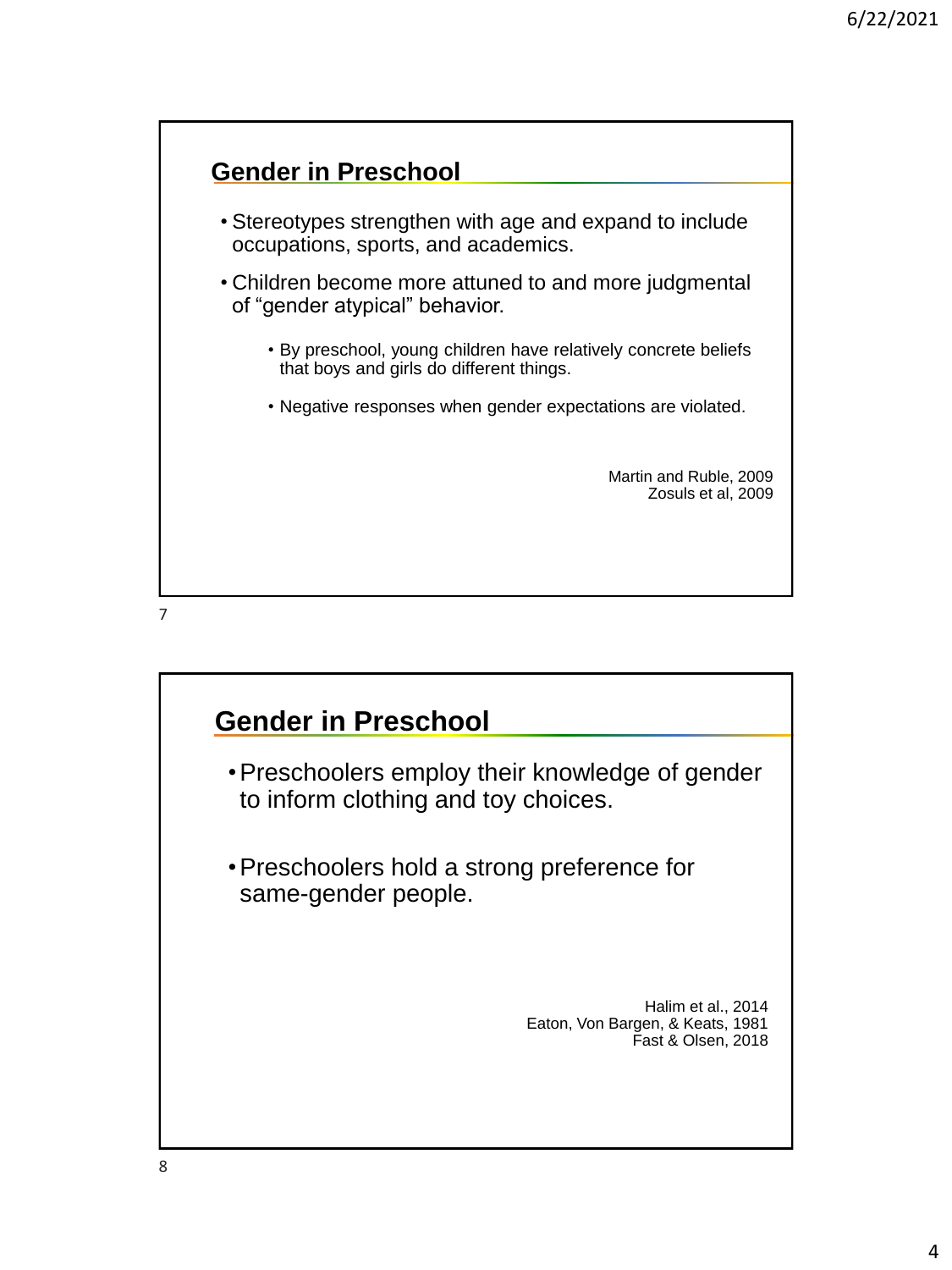## Gender in Preschool

- Stereotypes strengthen with age and expand to include occupations, sports, and academics.
- Children become more attuned to and more judgmental of "gender atypical" behavior.
  - By preschool, young children have relatively concrete beliefs that boys and girls do different things.
  - Negative responses when gender expectations are violated.

Martin and Ruble, 2009
Zosuls et al, 2009

## Gender in Preschool

- Preschoolers employ their knowledge of gender to inform clothing and toy choices.
- Preschoolers hold a strong preference for same-gender people.

Halim et al., 2014
Eaton, Von Bargen, & Keats, 1981
Fast & Olsen, 2018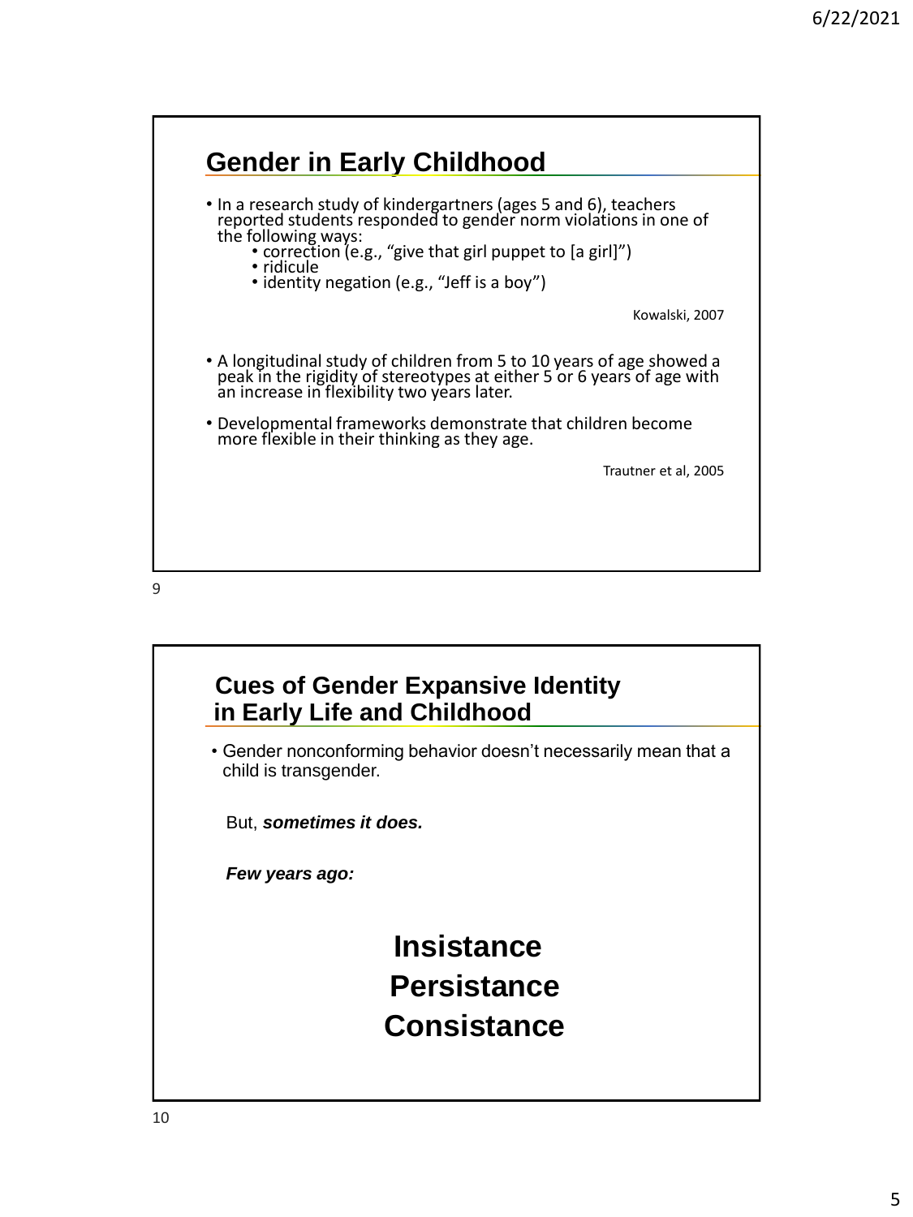## Gender in Early Childhood

- In a research study of kindergartners (ages 5 and 6), teachers reported students responded to gender norm violations in one of the following ways:
  - correction (e.g., "give that girl puppet to [a girl]")
  - ridicule
  - identity negation (e.g., "Jeff is a boy")

Kowalski, 2007

- A longitudinal study of children from 5 to 10 years of age showed a peak in the rigidity of stereotypes at either 5 or 6 years of age with an increase in flexibility two years later.
- Developmental frameworks demonstrate that children become more flexible in their thinking as they age.

Trautner et al, 2005

## Cues of Gender Expansive Identity in Early Life and Childhood

- Gender nonconforming behavior doesn't necessarily mean that a child is transgender.

But, ***sometimes it does.***

***Few years ago:***

**Insistance**

**Persistance**

**Consistance**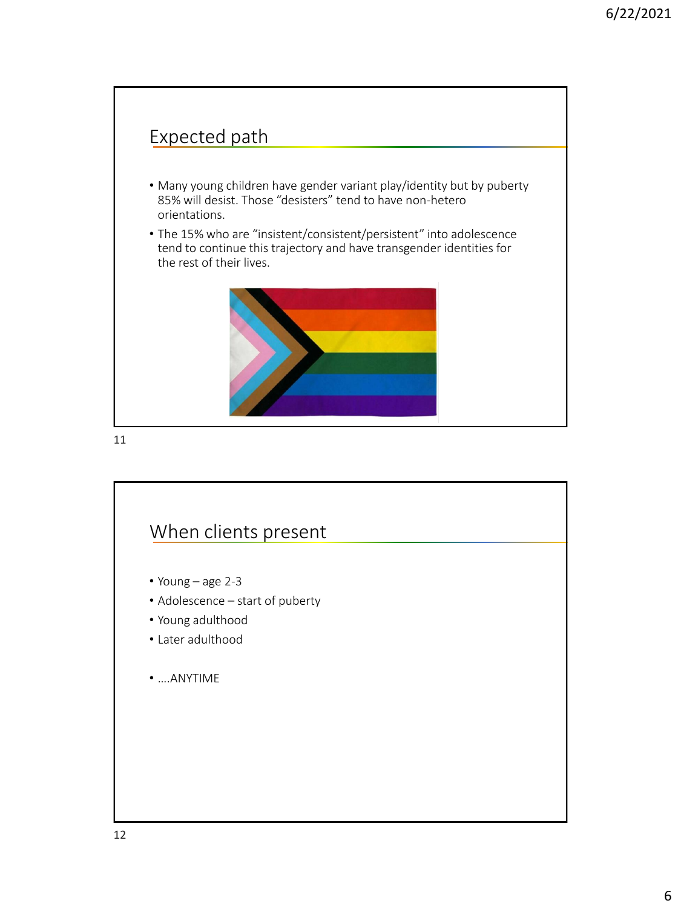## Expected path

- Many young children have gender variant play/identity but by puberty 85% will desist. Those “desisters” tend to have non-hetero orientations.
- The 15% who are “insistent/consistent/persistent” into adolescence tend to continue this trajectory and have transgender identities for the rest of their lives.

## When clients present

- Young – age 2-3
- Adolescence – start of puberty
- Young adulthood
- Later adulthood

- ....ANYTIME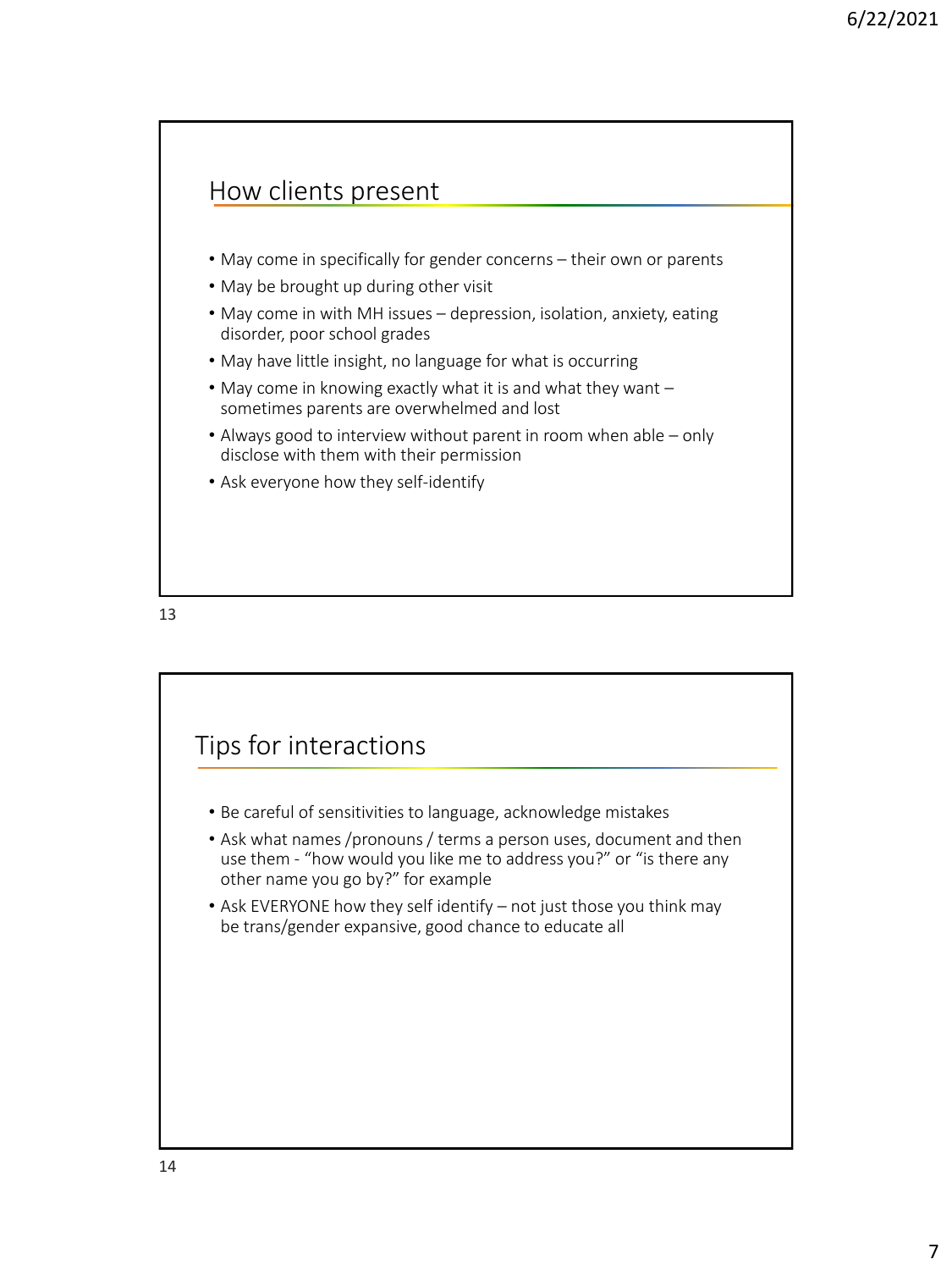## How clients present

- May come in specifically for gender concerns – their own or parents
- May be brought up during other visit
- May come in with MH issues – depression, isolation, anxiety, eating disorder, poor school grades
- May have little insight, no language for what is occurring
- May come in knowing exactly what it is and what they want – sometimes parents are overwhelmed and lost
- Always good to interview without parent in room when able – only disclose with them with their permission
- Ask everyone how they self-identify

## Tips for interactions

- Be careful of sensitivities to language, acknowledge mistakes
- Ask what names /pronouns / terms a person uses, document and then use them - "how would you like me to address you?" or "is there any other name you go by?" for example
- Ask EVERYONE how they self identify – not just those you think may be trans/gender expansive, good chance to educate all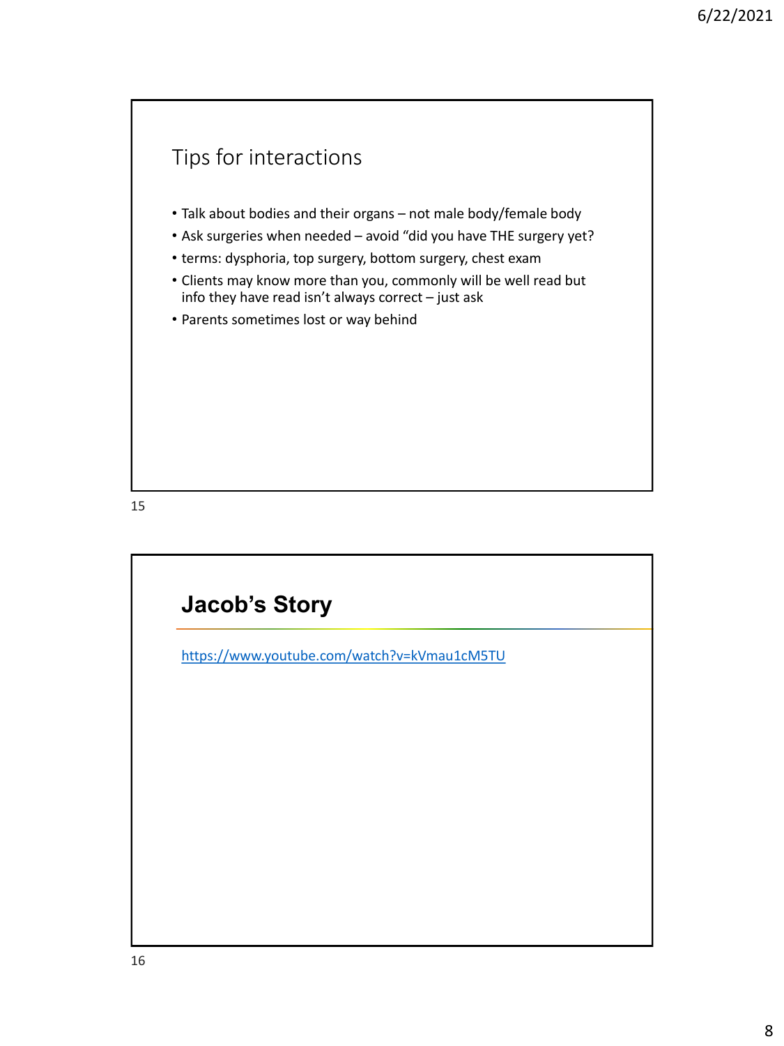## Tips for interactions

- Talk about bodies and their organs – not male body/female body
- Ask surgeries when needed – avoid "did you have THE surgery yet?
- terms: dysphoria, top surgery, bottom surgery, chest exam
- Clients may know more than you, commonly will be well read but info they have read isn't always correct – just ask
- Parents sometimes lost or way behind

## Jacob's Story

https://www.youtube.com/watch?v=kVmau1cM5TU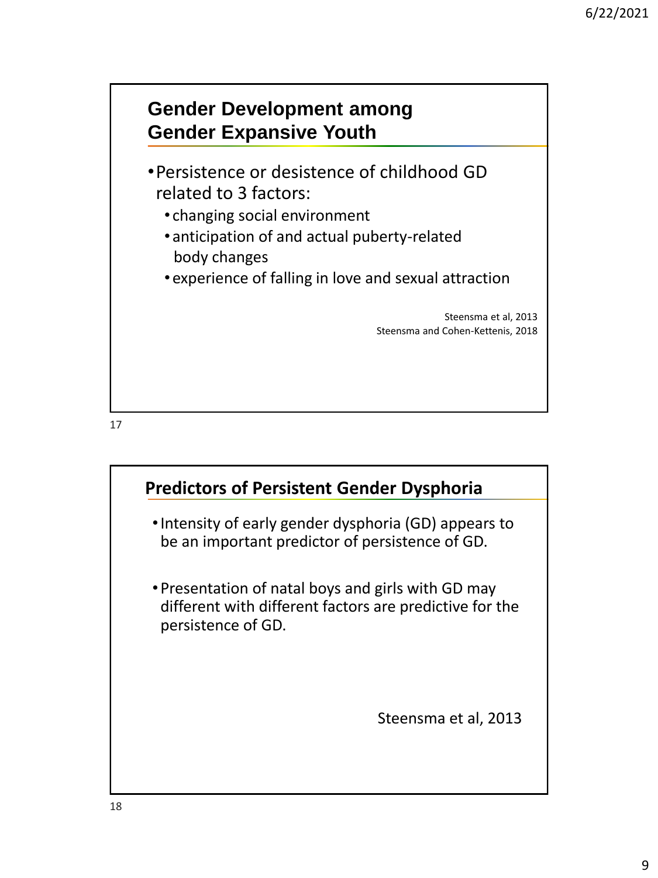## Gender Development among Gender Expansive Youth

- Persistence or desistence of childhood GD related to 3 factors:
  - changing social environment
  - anticipation of and actual puberty-related body changes
  - experience of falling in love and sexual attraction

Steensma et al, 2013
Steensma and Cohen-Kettenis, 2018

## Predictors of Persistent Gender Dysphoria

- Intensity of early gender dysphoria (GD) appears to be an important predictor of persistence of GD.

- Presentation of natal boys and girls with GD may different with different factors are predictive for the persistence of GD.

Steensma et al, 2013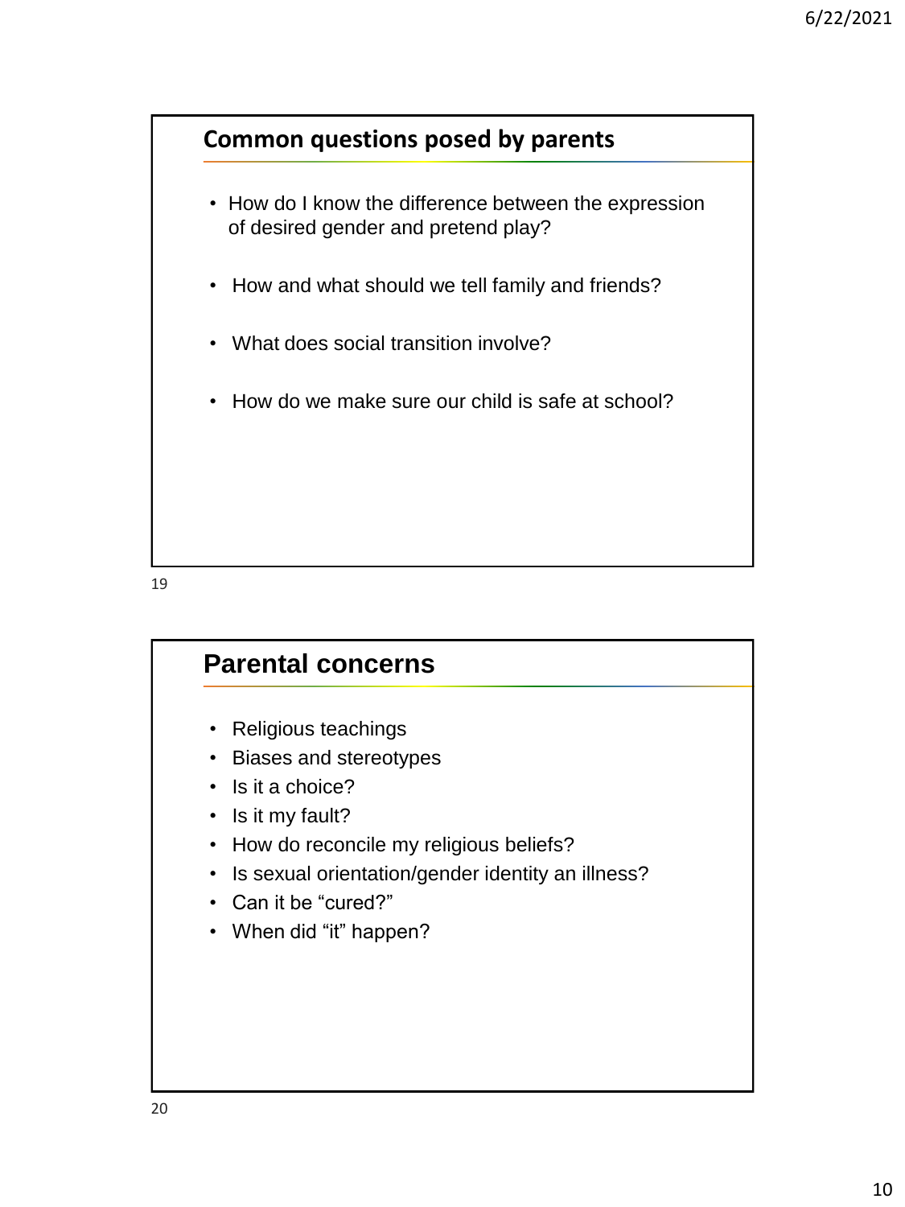## Common questions posed by parents

- How do I know the difference between the expression of desired gender and pretend play?
- How and what should we tell family and friends?
- What does social transition involve?
- How do we make sure our child is safe at school?

## Parental concerns

- Religious teachings
- Biases and stereotypes
- Is it a choice?
- Is it my fault?
- How do reconcile my religious beliefs?
- Is sexual orientation/gender identity an illness?
- Can it be "cured?"
- When did "it" happen?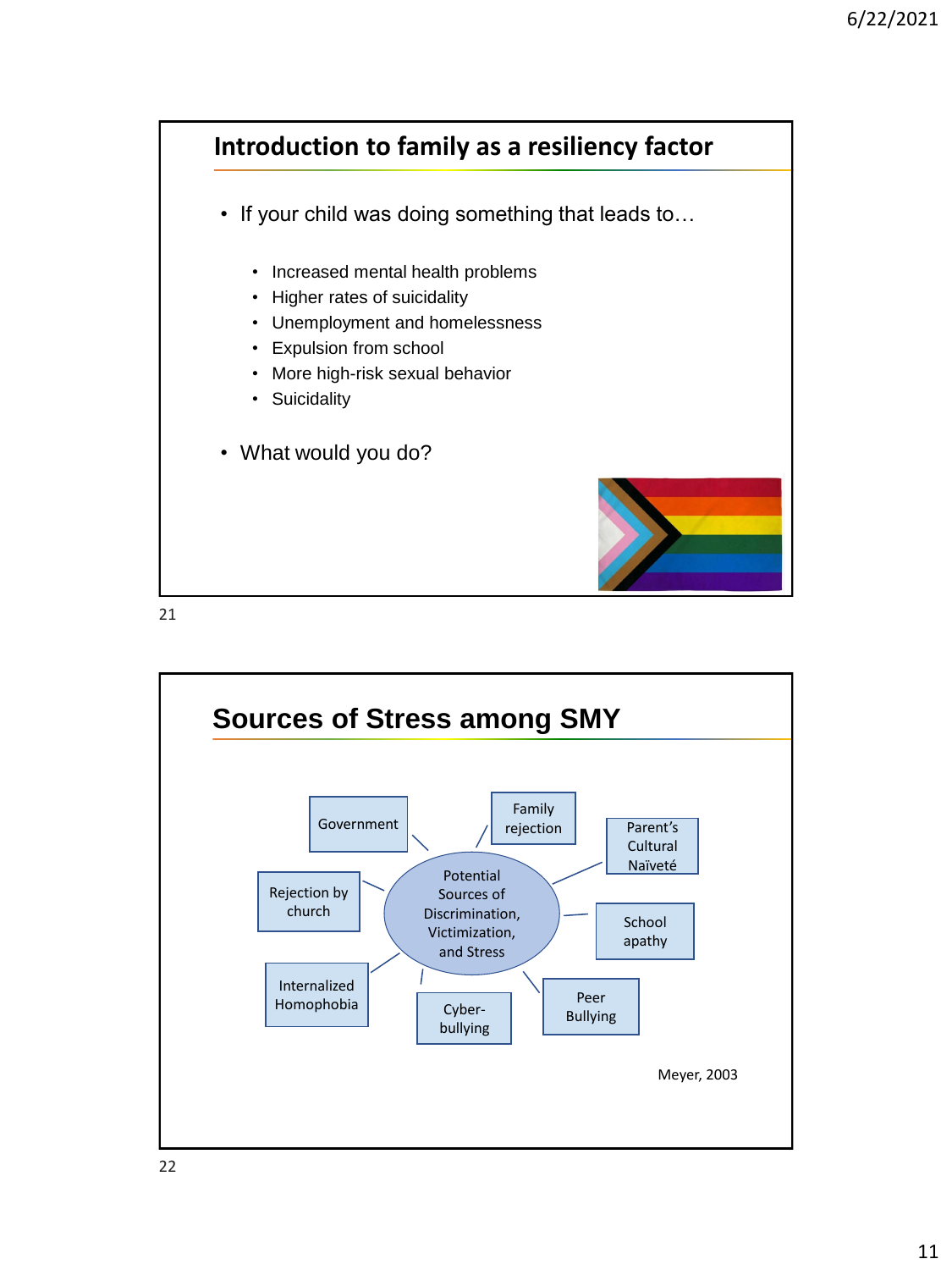## Introduction to family as a resiliency factor

- If your child was doing something that leads to…
  - Increased mental health problems
  - Higher rates of suicidality
  - Unemployment and homelessness
  - Expulsion from school
  - More high-risk sexual behavior
  - Suicidality
- What would you do?

## Sources of Stress among SMY

Potential Sources of Discrimination, Victimization, and Stress:

- Government
- Family rejection
- Parent's Cultural Naïveté
- Rejection by church
- School apathy
- Internalized Homophobia
- Cyber-bullying
- Peer Bullying

Meyer, 2003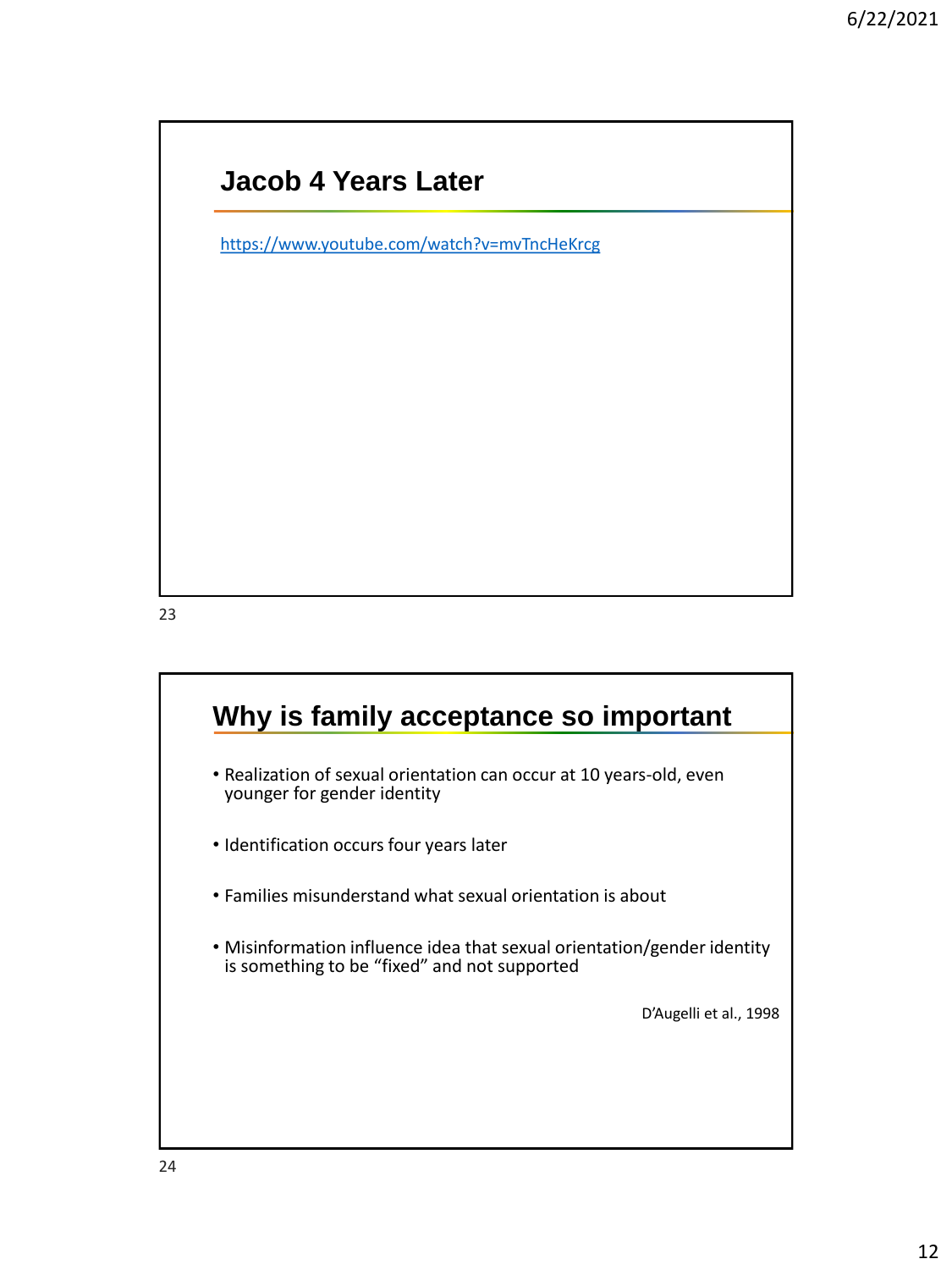## Jacob 4 Years Later

https://www.youtube.com/watch?v=mvTncHeKrcg

## Why is family acceptance so important

- Realization of sexual orientation can occur at 10 years-old, even younger for gender identity
- Identification occurs four years later
- Families misunderstand what sexual orientation is about
- Misinformation influence idea that sexual orientation/gender identity is something to be "fixed" and not supported

D'Augelli et al., 1998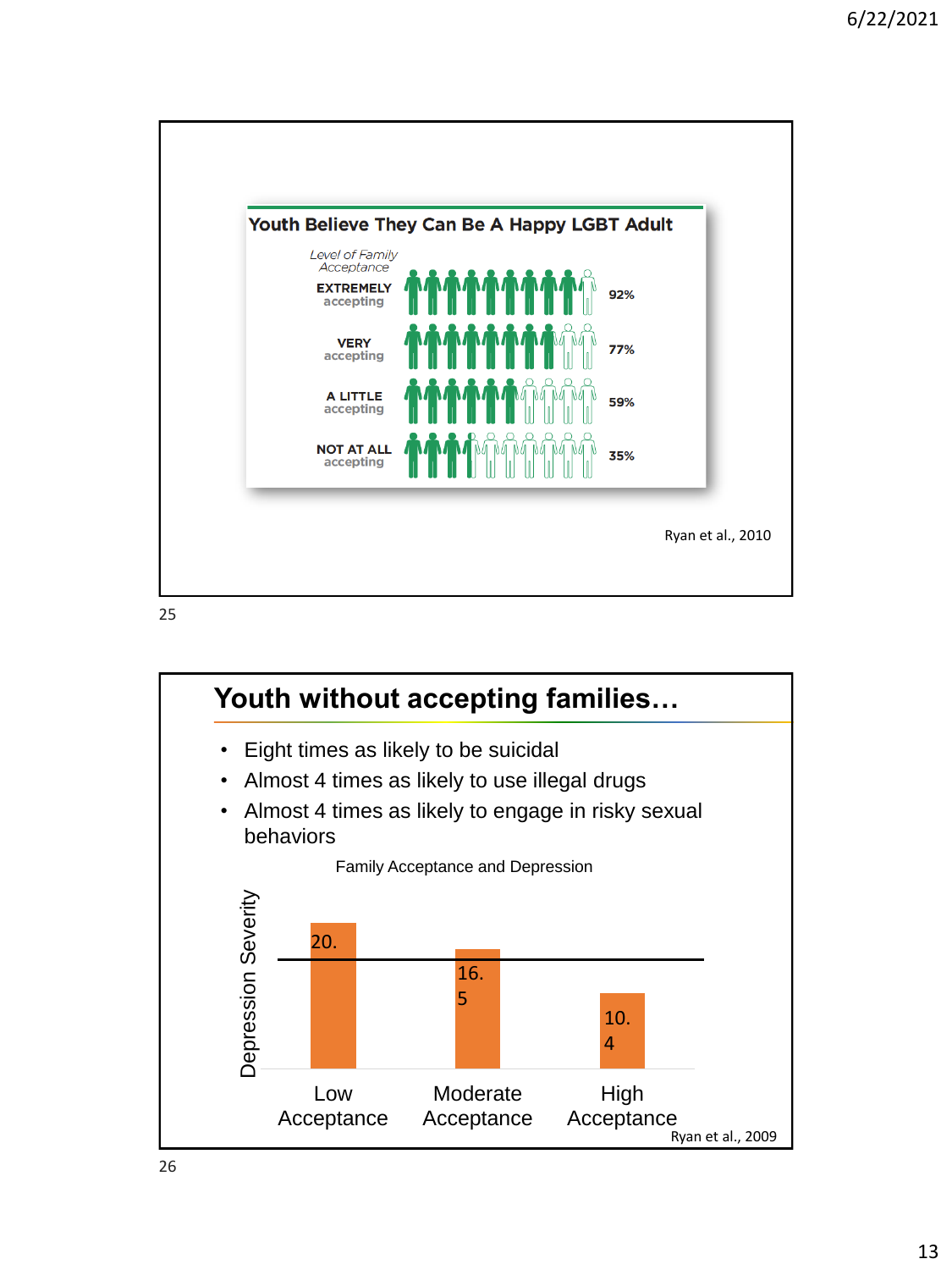## Youth Believe They Can Be A Happy LGBT Adult

| Level of Family Acceptance | |
|---|---|
| EXTREMELY accepting | 92% |
| VERY accepting | 77% |
| A LITTLE accepting | 59% |
| NOT AT ALL accepting | 35% |

Ryan et al., 2010

## Youth without accepting families…

- Eight times as likely to be suicidal
- Almost 4 times as likely to use illegal drugs
- Almost 4 times as likely to engage in risky sexual behaviors

Family Acceptance and Depression

| | Depression Severity |
|---|---|
| Low Acceptance | 20. |
| Moderate Acceptance | 16.5 |
| High Acceptance | 10.4 |

Ryan et al., 2009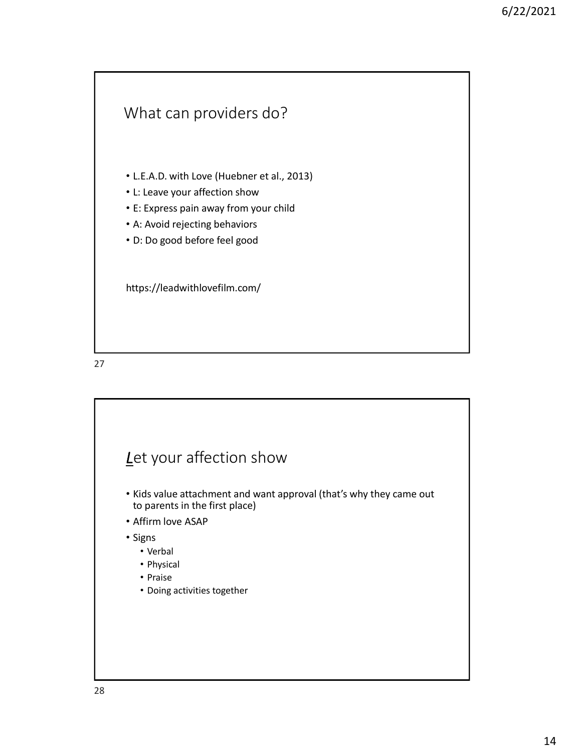## What can providers do?

- L.E.A.D. with Love (Huebner et al., 2013)
- L: Leave your affection show
- E: Express pain away from your child
- A: Avoid rejecting behaviors
- D: Do good before feel good

https://leadwithlovefilm.com/

## *L*et your affection show

- Kids value attachment and want approval (that's why they came out to parents in the first place)
- Affirm love ASAP
- Signs
  - Verbal
  - Physical
  - Praise
  - Doing activities together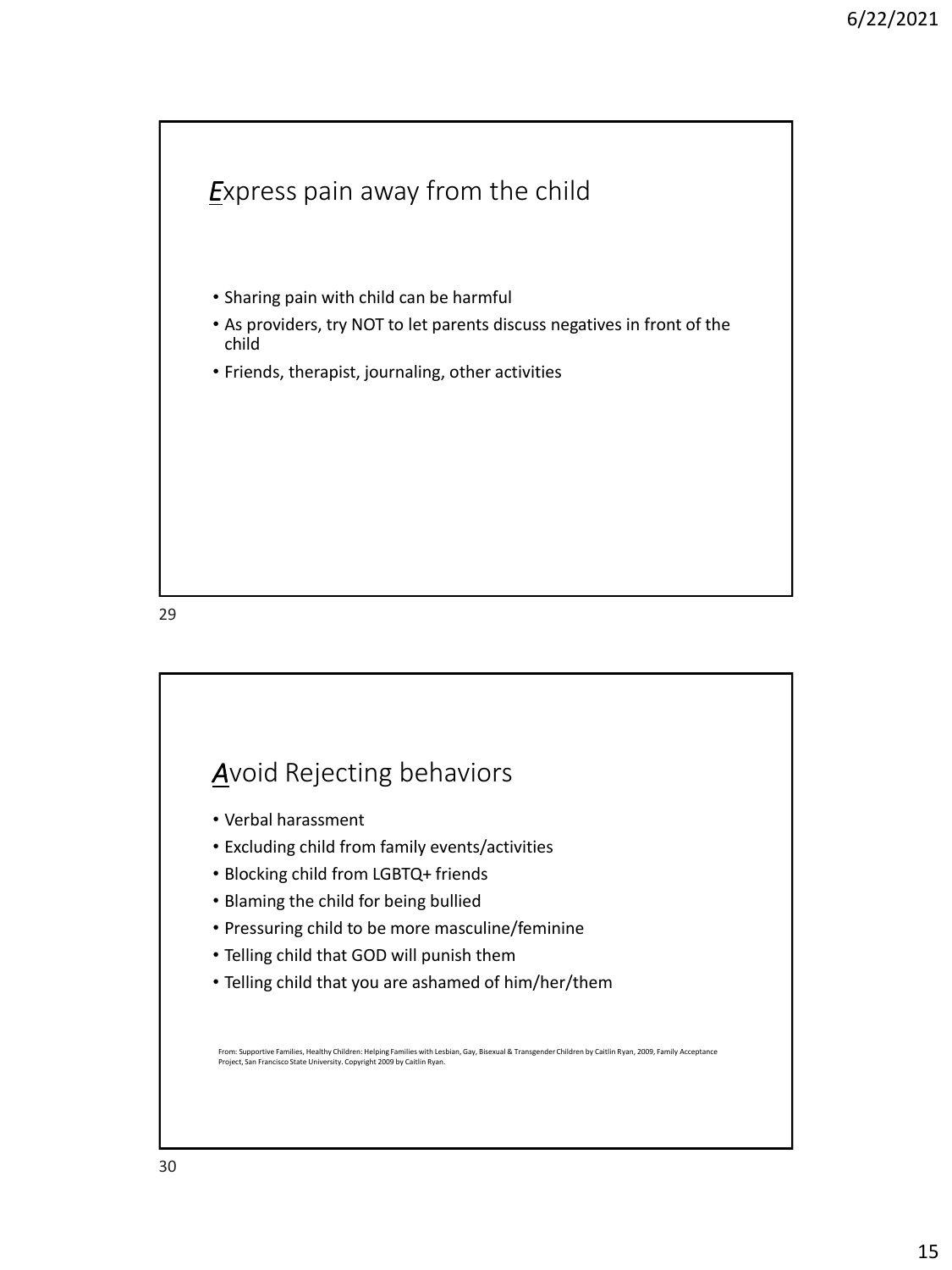## *E*xpress pain away from the child

- Sharing pain with child can be harmful
- As providers, try NOT to let parents discuss negatives in front of the child
- Friends, therapist, journaling, other activities

## *A*void Rejecting behaviors

- Verbal harassment
- Excluding child from family events/activities
- Blocking child from LGBTQ+ friends
- Blaming the child for being bullied
- Pressuring child to be more masculine/feminine
- Telling child that GOD will punish them
- Telling child that you are ashamed of him/her/them

From: Supportive Families, Healthy Children: Helping Families with Lesbian, Gay, Bisexual & Transgender Children by Caitlin Ryan, 2009, Family Acceptance Project, San Francisco State University. Copyright 2009 by Caitlin Ryan.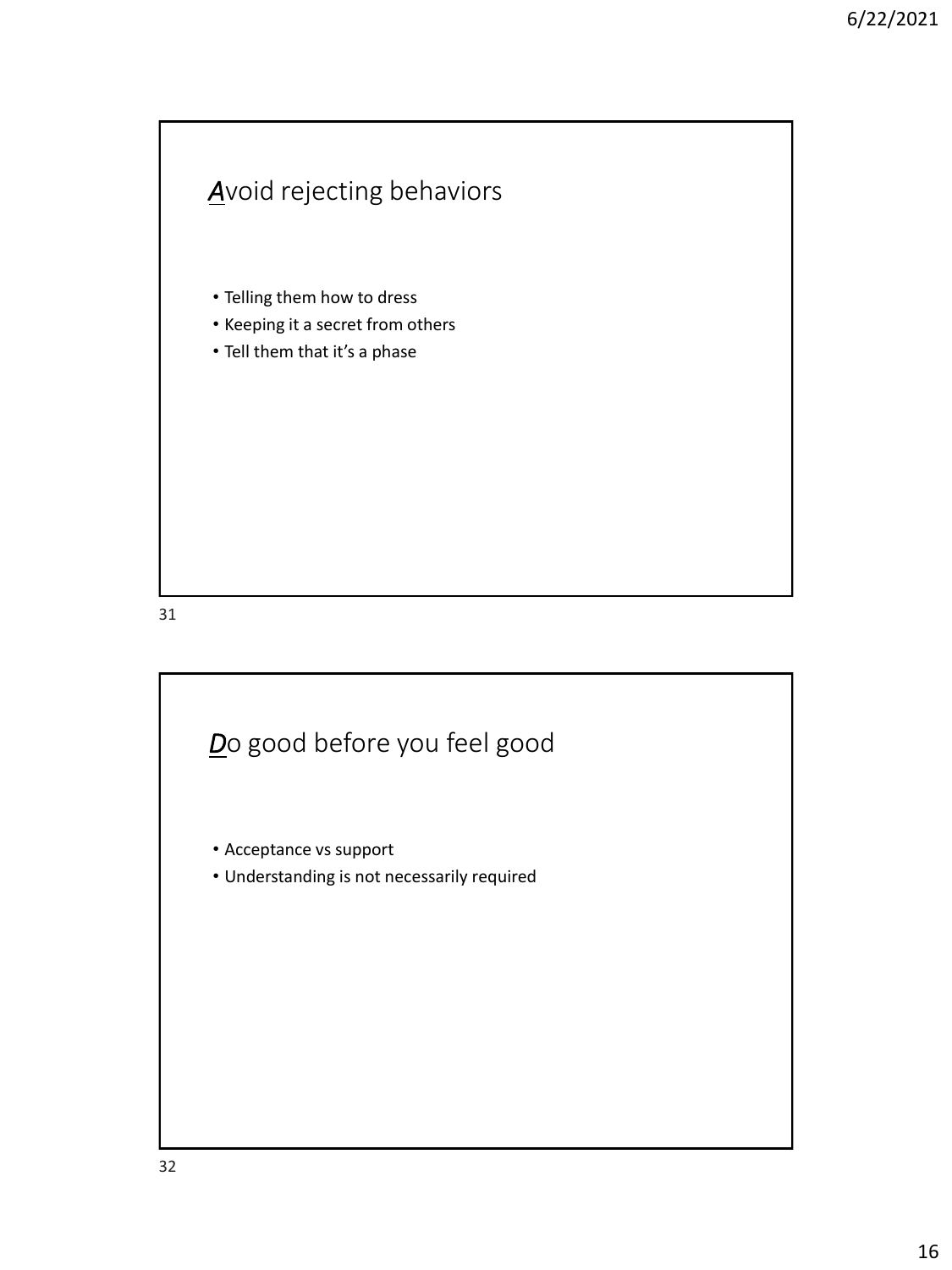## *__A__*void rejecting behaviors

- Telling them how to dress
- Keeping it a secret from others
- Tell them that it's a phase

## *__D__*o good before you feel good

- Acceptance vs support
- Understanding is not necessarily required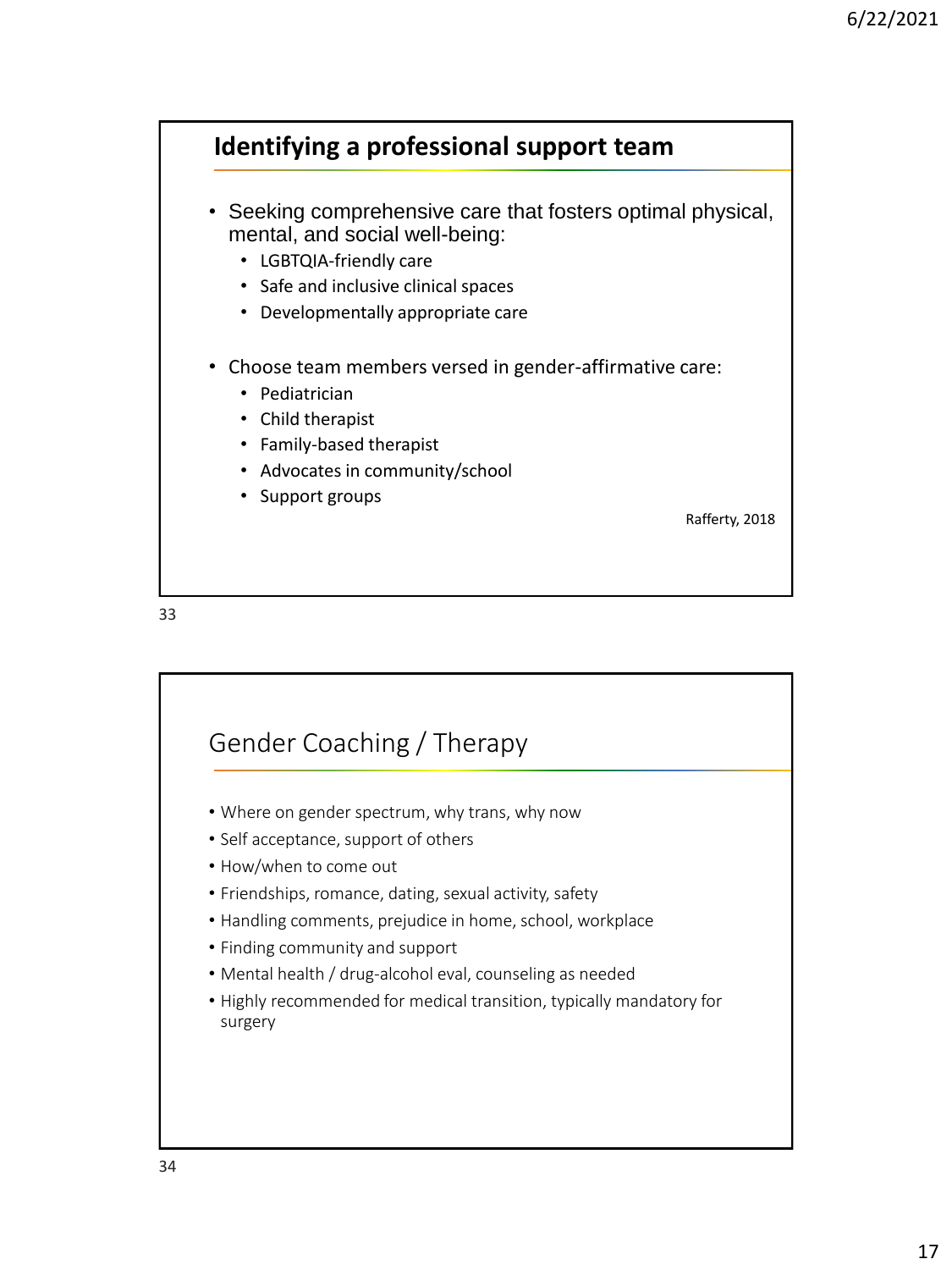## Identifying a professional support team

- Seeking comprehensive care that fosters optimal physical, mental, and social well-being:
  - LGBTQIA-friendly care
  - Safe and inclusive clinical spaces
  - Developmentally appropriate care
- Choose team members versed in gender-affirmative care:
  - Pediatrician
  - Child therapist
  - Family-based therapist
  - Advocates in community/school
  - Support groups

Rafferty, 2018

## Gender Coaching / Therapy

- Where on gender spectrum, why trans, why now
- Self acceptance, support of others
- How/when to come out
- Friendships, romance, dating, sexual activity, safety
- Handling comments, prejudice in home, school, workplace
- Finding community and support
- Mental health / drug-alcohol eval, counseling as needed
- Highly recommended for medical transition, typically mandatory for surgery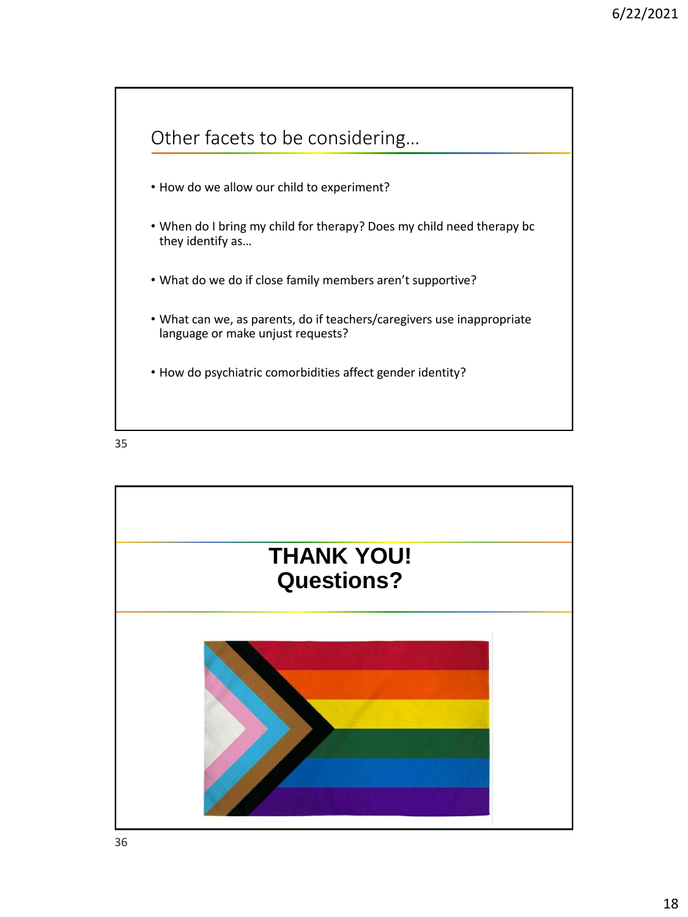## Other facets to be considering…

- How do we allow our child to experiment?
- When do I bring my child for therapy? Does my child need therapy bc they identify as…
- What do we do if close family members aren't supportive?
- What can we, as parents, do if teachers/caregivers use inappropriate language or make unjust requests?
- How do psychiatric comorbidities affect gender identity?

## THANK YOU!
## Questions?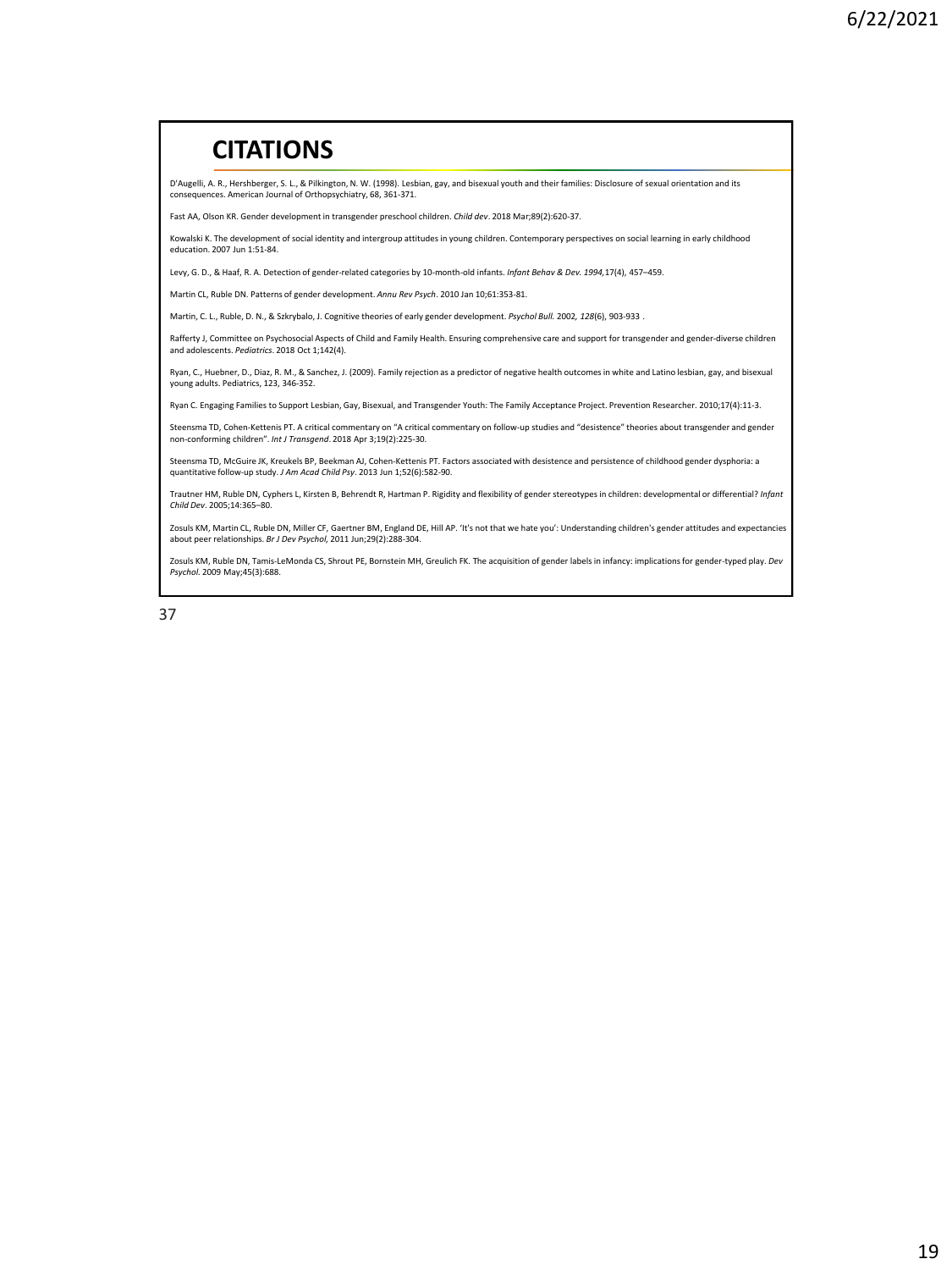# CITATIONS

D'Augelli, A. R., Hershberger, S. L., & Pilkington, N. W. (1998). Lesbian, gay, and bisexual youth and their families: Disclosure of sexual orientation and its consequences. American Journal of Orthopsychiatry, 68, 361-371.

Fast AA, Olson KR. Gender development in transgender preschool children. *Child dev*. 2018 Mar;89(2):620-37.

Kowalski K. The development of social identity and intergroup attitudes in young children. Contemporary perspectives on social learning in early childhood education. 2007 Jun 1:51-84.

Levy, G. D., & Haaf, R. A. Detection of gender-related categories by 10-month-old infants. *Infant Behav & Dev. 1994,*17(4), 457–459.

Martin CL, Ruble DN. Patterns of gender development. *Annu Rev Psych*. 2010 Jan 10;61:353-81.

Martin, C. L., Ruble, D. N., & Szkrybalo, J. Cognitive theories of early gender development. *Psychol Bull.* 2002*, 128*(6), 903-933 .

Rafferty J, Committee on Psychosocial Aspects of Child and Family Health. Ensuring comprehensive care and support for transgender and gender-diverse children and adolescents. *Pediatrics*. 2018 Oct 1;142(4).

Ryan, C., Huebner, D., Diaz, R. M., & Sanchez, J. (2009). Family rejection as a predictor of negative health outcomes in white and Latino lesbian, gay, and bisexual young adults. Pediatrics, 123, 346-352.

Ryan C. Engaging Families to Support Lesbian, Gay, Bisexual, and Transgender Youth: The Family Acceptance Project. Prevention Researcher. 2010;17(4):11-3.

Steensma TD, Cohen-Kettenis PT. A critical commentary on "A critical commentary on follow-up studies and "desistence" theories about transgender and gender non-conforming children". *Int J Transgend*. 2018 Apr 3;19(2):225-30.

Steensma TD, McGuire JK, Kreukels BP, Beekman AJ, Cohen-Kettenis PT. Factors associated with desistence and persistence of childhood gender dysphoria: a quantitative follow-up study. *J Am Acad Child Psy*. 2013 Jun 1;52(6):582-90.

Trautner HM, Ruble DN, Cyphers L, Kirsten B, Behrendt R, Hartman P. Rigidity and flexibility of gender stereotypes in children: developmental or differential? *Infant Child Dev*. 2005;14:365–80.

Zosuls KM, Martin CL, Ruble DN, Miller CF, Gaertner BM, England DE, Hill AP. 'It's not that we hate you': Understanding children's gender attitudes and expectancies about peer relationships. *Br J Dev Psychol,* 2011 Jun;29(2):288-304.

Zosuls KM, Ruble DN, Tamis-LeMonda CS, Shrout PE, Bornstein MH, Greulich FK. The acquisition of gender labels in infancy: implications for gender-typed play. *Dev Psychol*. 2009 May;45(3):688.